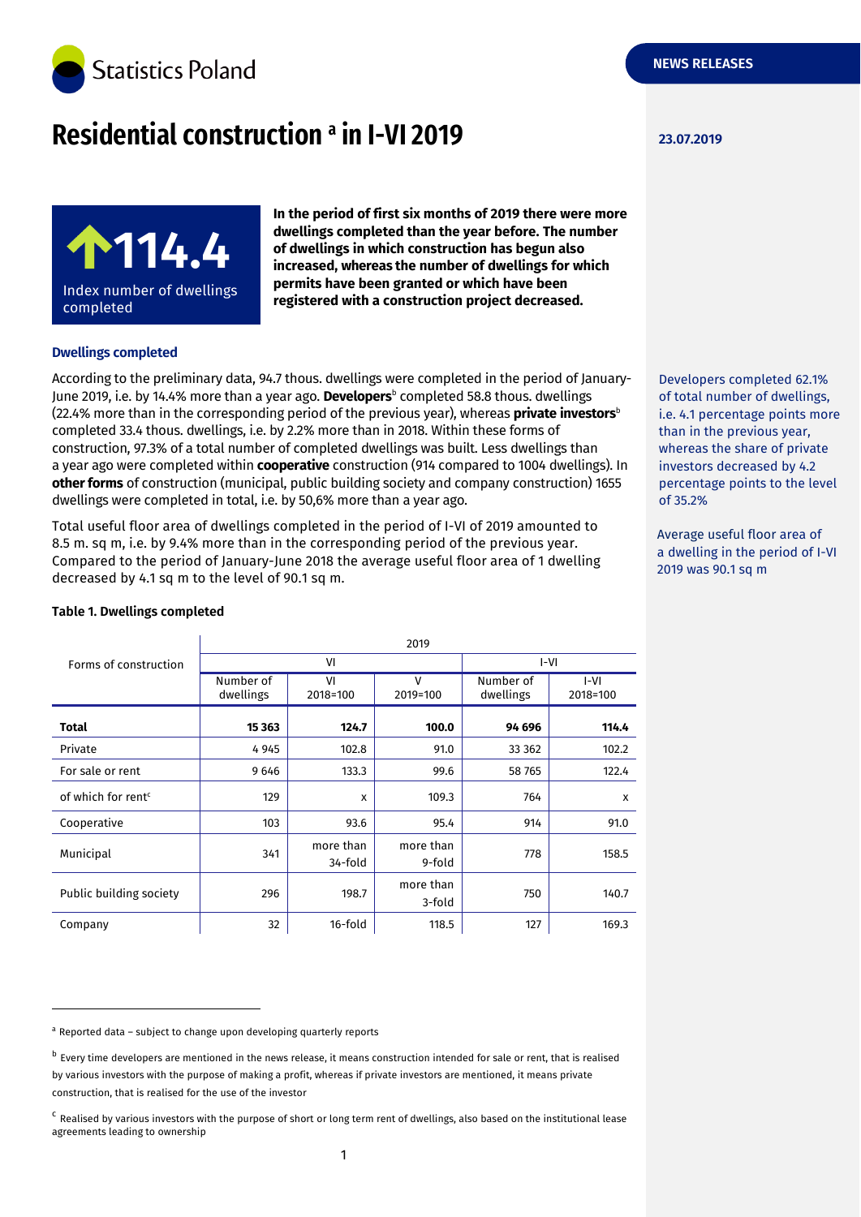Statistics Poland

NEWS RELEASES

# Residential construction [a] in I-VI 2019

23.07.2019

**114.4**
Index number of dwellings completed

**In the period of first six months of 2019 there were more dwellings completed than the year before. The number of dwellings in which construction has begun also increased, whereas the number of dwellings for which permits have been granted or which have been registered with a construction project decreased.**

### Dwellings completed

According to the preliminary data, 94.7 thous. dwellings were completed in the period of January-June 2019, i.e. by 14.4% more than a year ago. **Developers**[b] completed 58.8 thous. dwellings (22.4% more than in the corresponding period of the previous year), whereas **private investors**[b] completed 33.4 thous. dwellings, i.e. by 2.2% more than in 2018. Within these forms of construction, 97.3% of a total number of completed dwellings was built. Less dwellings than a year ago were completed within **cooperative** construction (914 compared to 1004 dwellings). In **other forms** of construction (municipal, public building society and company construction) 1655 dwellings were completed in total, i.e. by 50,6% more than a year ago.

Developers completed 62.1% of total number of dwellings, i.e. 4.1 percentage points more than in the previous year, whereas the share of private investors decreased by 4.2 percentage points to the level of 35.2%

Total useful floor area of dwellings completed in the period of I-VI of 2019 amounted to 8.5 m. sq m, i.e. by 9.4% more than in the corresponding period of the previous year. Compared to the period of January-June 2018 the average useful floor area of 1 dwelling decreased by 4.1 sq m to the level of 90.1 sq m.

Average useful floor area of a dwelling in the period of I-VI 2019 was 90.1 sq m

**Table 1. Dwellings completed**

| Forms of construction | 2019 | | | | |
|---|---|---|---|---|---|
| | VI | | | I-VI | |
| | Number of dwellings | VI 2018=100 | V 2019=100 | Number of dwellings | I-VI 2018=100 |
| **Total** | **15 363** | **124.7** | **100.0** | **94 696** | **114.4** |
| Private | 4 945 | 102.8 | 91.0 | 33 362 | 102.2 |
| For sale or rent | 9 646 | 133.3 | 99.6 | 58 765 | 122.4 |
| of which for rent[c] | 129 | x | 109.3 | 764 | x |
| Cooperative | 103 | 93.6 | 95.4 | 914 | 91.0 |
| Municipal | 341 | more than 34-fold | more than 9-fold | 778 | 158.5 |
| Public building society | 296 | 198.7 | more than 3-fold | 750 | 140.7 |
| Company | 32 | 16-fold | 118.5 | 127 | 169.3 |

[a] Reported data – subject to change upon developing quarterly reports

[b] Every time developers are mentioned in the news release, it means construction intended for sale or rent, that is realised by various investors with the purpose of making a profit, whereas if private investors are mentioned, it means private construction, that is realised for the use of the investor

[c] Realised by various investors with the purpose of short or long term rent of dwellings, also based on the institutional lease agreements leading to ownership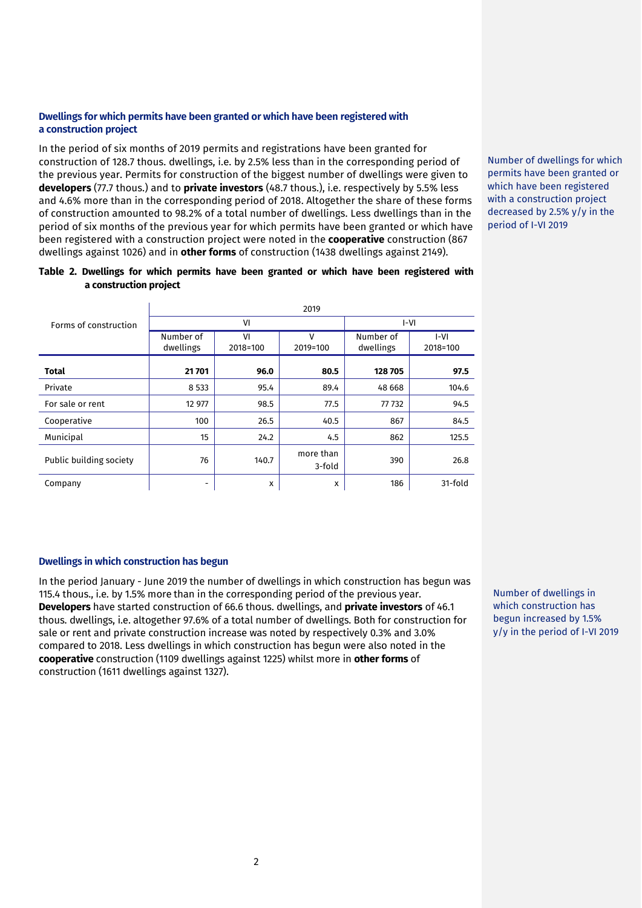### Dwellings for which permits have been granted or which have been registered with a construction project

In the period of six months of 2019 permits and registrations have been granted for construction of 128.7 thous. dwellings, i.e. by 2.5% less than in the corresponding period of the previous year. Permits for construction of the biggest number of dwellings were given to **developers** (77.7 thous.) and to **private investors** (48.7 thous.), i.e. respectively by 5.5% less and 4.6% more than in the corresponding period of 2018. Altogether the share of these forms of construction amounted to 98.2% of a total number of dwellings. Less dwellings than in the period of six months of the previous year for which permits have been granted or which have been registered with a construction project were noted in the **cooperative** construction (867 dwellings against 1026) and in **other forms** of construction (1438 dwellings against 2149).

Number of dwellings for which permits have been granted or which have been registered with a construction project decreased by 2.5% y/y in the period of I-VI 2019

**Table 2. Dwellings for which permits have been granted or which have been registered with a construction project**

| Forms of construction | 2019 | | | | |
|---|---|---|---|---|---|
| | VI | | | I-VI | |
| | Number of dwellings | VI 2018=100 | V 2019=100 | Number of dwellings | I-VI 2018=100 |
| **Total** | **21 701** | **96.0** | **80.5** | **128 705** | **97.5** |
| Private | 8 533 | 95.4 | 89.4 | 48 668 | 104.6 |
| For sale or rent | 12 977 | 98.5 | 77.5 | 77 732 | 94.5 |
| Cooperative | 100 | 26.5 | 40.5 | 867 | 84.5 |
| Municipal | 15 | 24.2 | 4.5 | 862 | 125.5 |
| Public building society | 76 | 140.7 | more than 3-fold | 390 | 26.8 |
| Company | - | x | x | 186 | 31-fold |

### Dwellings in which construction has begun

In the period January - June 2019 the number of dwellings in which construction has begun was 115.4 thous., i.e. by 1.5% more than in the corresponding period of the previous year. **Developers** have started construction of 66.6 thous. dwellings, and **private investors** of 46.1 thous. dwellings, i.e. altogether 97.6% of a total number of dwellings. Both for construction for sale or rent and private construction increase was noted by respectively 0.3% and 3.0% compared to 2018. Less dwellings in which construction has begun were also noted in the **cooperative** construction (1109 dwellings against 1225) whilst more in **other forms** of construction (1611 dwellings against 1327).

Number of dwellings in which construction has begun increased by 1.5% y/y in the period of I-VI 2019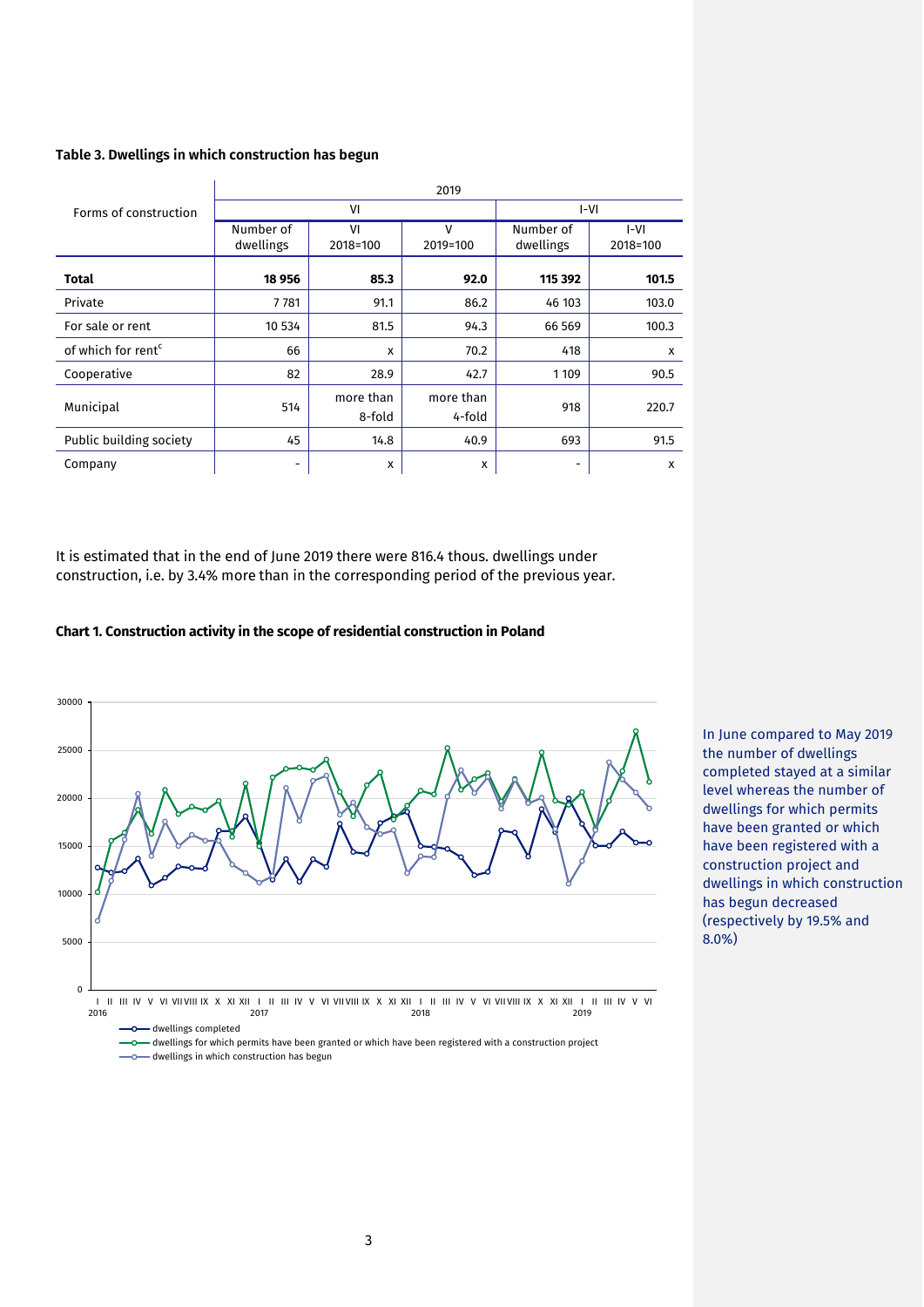**Table 3. Dwellings in which construction has begun**

| Forms of construction | 2019 | | | | |
|---|---|---|---|---|---|
| | VI | | | I-VI | |
| | Number of dwellings | VI 2018=100 | V 2019=100 | Number of dwellings | I-VI 2018=100 |
| **Total** | **18 956** | **85.3** | **92.0** | **115 392** | **101.5** |
| Private | 7 781 | 91.1 | 86.2 | 46 103 | 103.0 |
| For sale or rent | 10 534 | 81.5 | 94.3 | 66 569 | 100.3 |
| of which for rent[c] | 66 | x | 70.2 | 418 | x |
| Cooperative | 82 | 28.9 | 42.7 | 1 109 | 90.5 |
| Municipal | 514 | more than 8-fold | more than 4-fold | 918 | 220.7 |
| Public building society | 45 | 14.8 | 40.9 | 693 | 91.5 |
| Company | - | x | x | - | x |

It is estimated that in the end of June 2019 there were 816.4 thous. dwellings under construction, i.e. by 3.4% more than in the corresponding period of the previous year.

**Chart 1. Construction activity in the scope of residential construction in Poland**

In June compared to May 2019 the number of dwellings completed stayed at a similar level whereas the number of dwellings for which permits have been granted or which have been registered with a construction project and dwellings in which construction has begun decreased (respectively by 19.5% and 8.0%)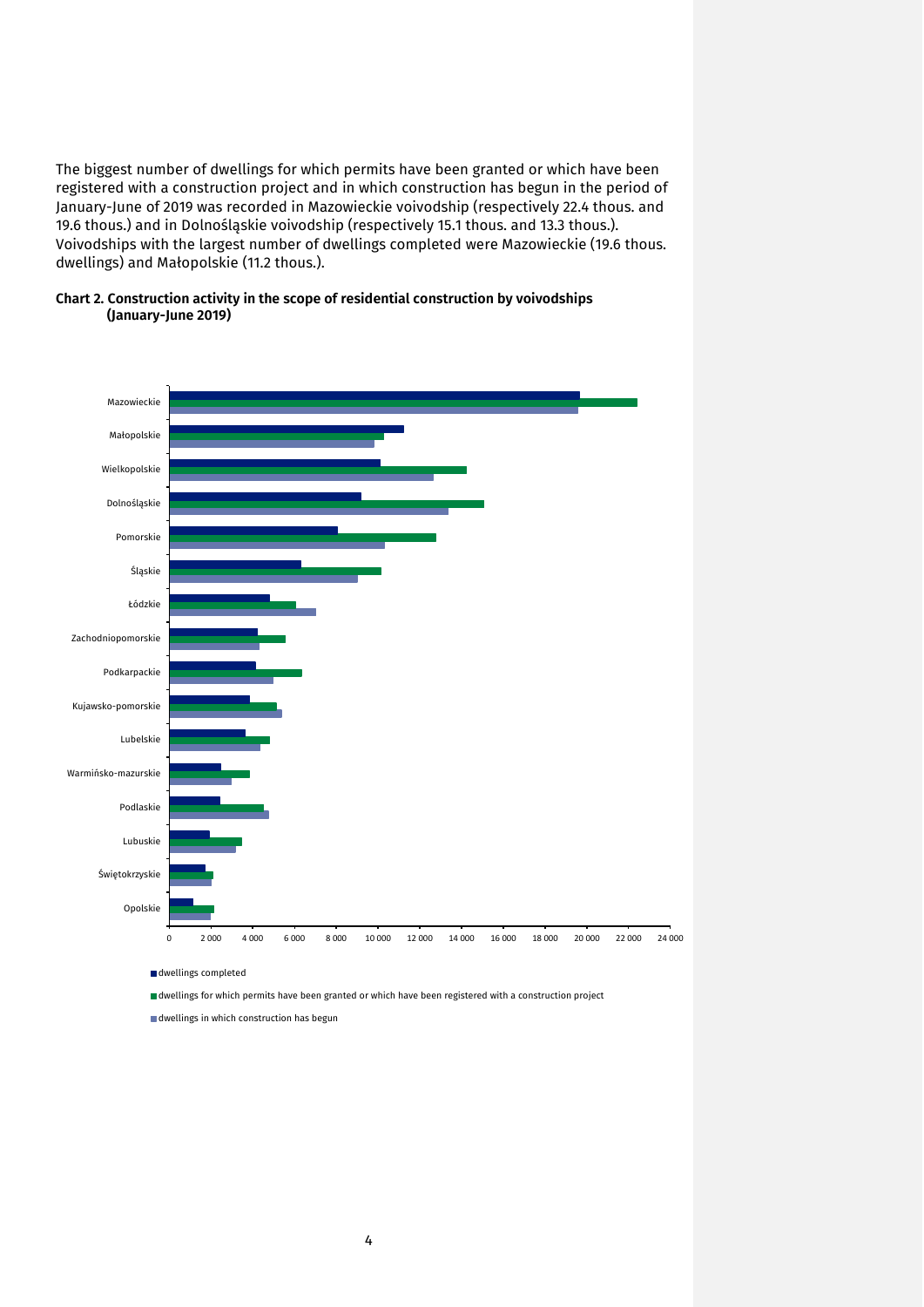The biggest number of dwellings for which permits have been granted or which have been registered with a construction project and in which construction has begun in the period of January-June of 2019 was recorded in Mazowieckie voivodship (respectively 22.4 thous. and 19.6 thous.) and in Dolnośląskie voivodship (respectively 15.1 thous. and 13.3 thous.). Voivodships with the largest number of dwellings completed were Mazowieckie (19.6 thous. dwellings) and Małopolskie (11.2 thous.).

**Chart 2. Construction activity in the scope of residential construction by voivodships (January-June 2019)**

Mazowieckie
Małopolskie
Wielkopolskie
Dolnośląskie
Pomorskie
Śląskie
Łódzkie
Zachodniopomorskie
Podkarpackie
Kujawsko-pomorskie
Lubelskie
Warmińsko-mazurskie
Podlaskie
Lubuskie
Świętokrzyskie
Opolskie

0 2 000 4 000 6 000 8 000 10 000 12 000 14 000 16 000 18 000 20 000 22 000 24 000

- dwellings completed
- dwellings for which permits have been granted or which have been registered with a construction project
- dwellings in which construction has begun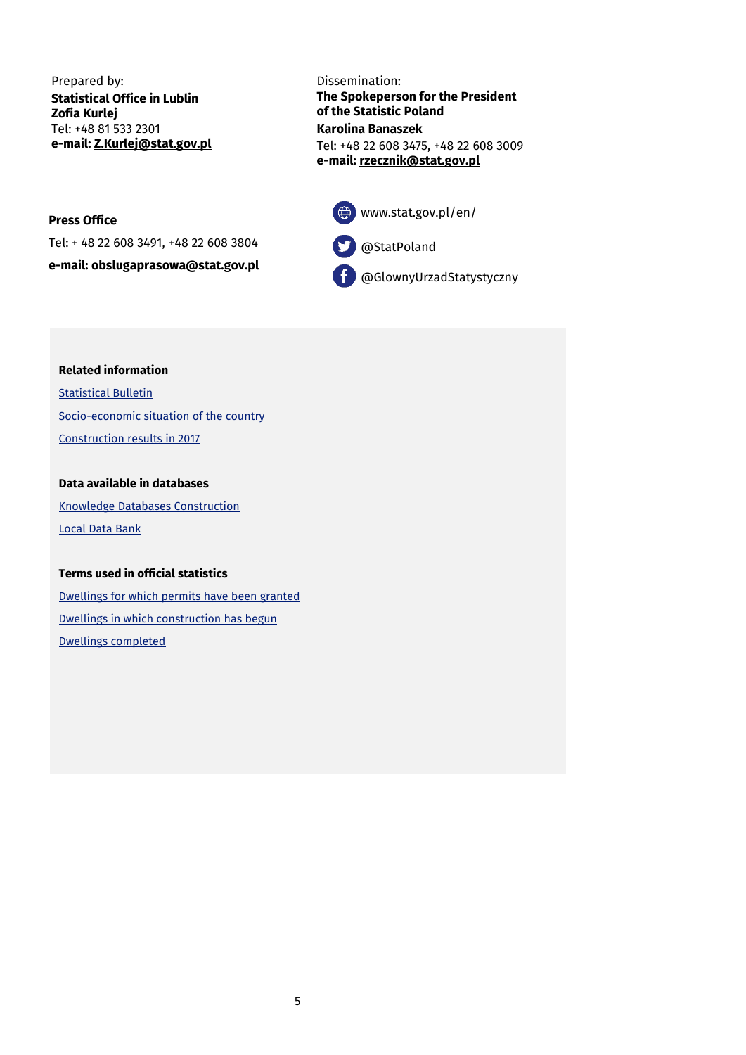Prepared by:
**Statistical Office in Lublin**
**Zofia Kurlej**
Tel: +48 81 533 2301
**e-mail: Z.Kurlej@stat.gov.pl**

Dissemination:
**The Spokeperson for the President of the Statistic Poland**
**Karolina Banaszek**
Tel: +48 22 608 3475, +48 22 608 3009
**e-mail: rzecznik@stat.gov.pl**

**Press Office**

Tel: + 48 22 608 3491, +48 22 608 3804

**e-mail: obslugaprasowa@stat.gov.pl**

www.stat.gov.pl/en/

@StatPoland

@GlownyUrzadStatystyczny

**Related information**

Statistical Bulletin

Socio-economic situation of the country

Construction results in 2017

**Data available in databases**

Knowledge Databases Construction

Local Data Bank

**Terms used in official statistics**

Dwellings for which permits have been granted

Dwellings in which construction has begun

Dwellings completed